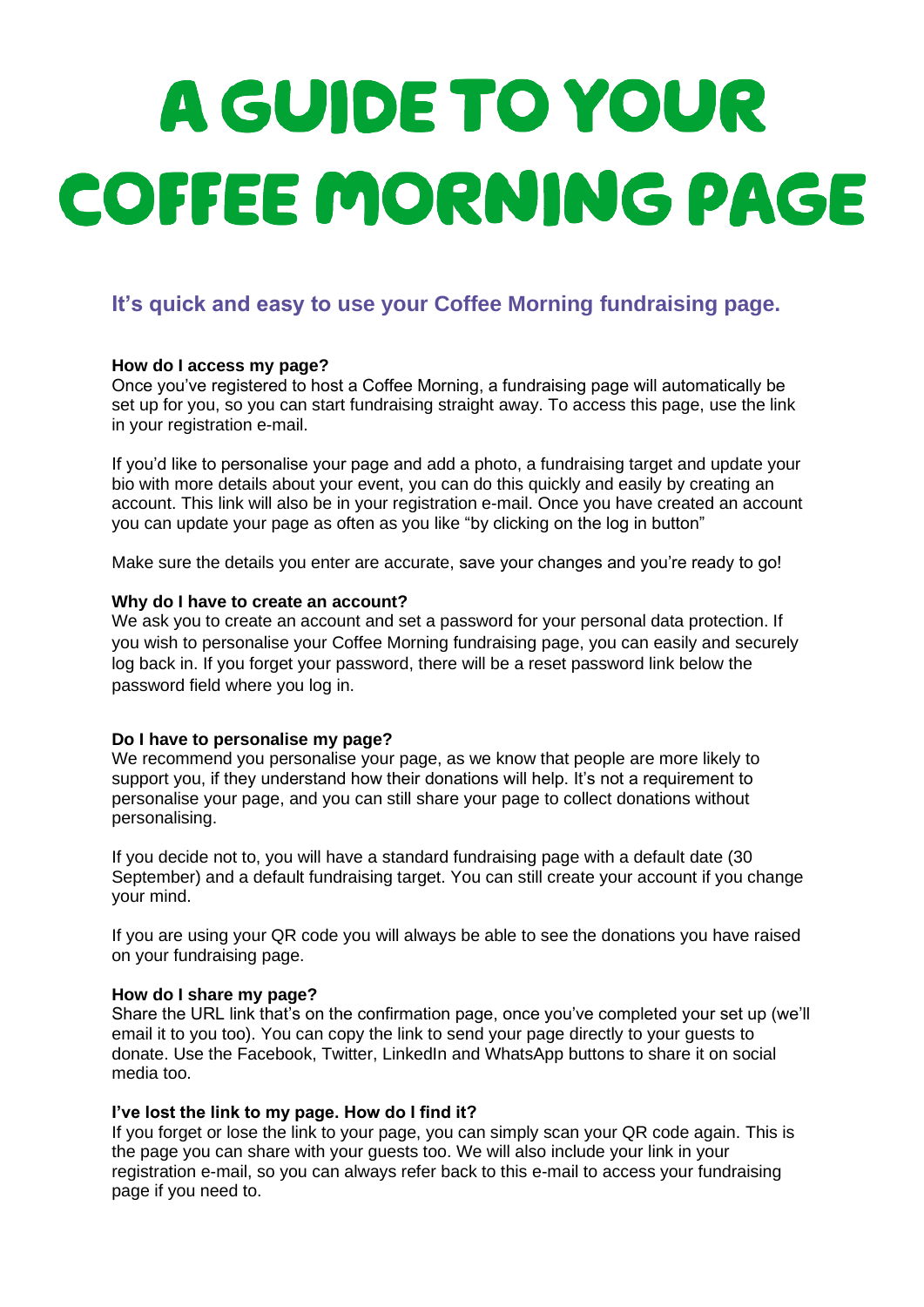# A GUIDE TO YOUR COFFEE MORNING PAGE

## It's quick and easy to use your Coffee Morning fundraising page.

**How do I access my page?**
Once you've registered to host a Coffee Morning, a fundraising page will automatically be set up for you, so you can start fundraising straight away. To access this page, use the link in your registration e-mail.

If you'd like to personalise your page and add a photo, a fundraising target and update your bio with more details about your event, you can do this quickly and easily by creating an account. This link will also be in your registration e-mail. Once you have created an account you can update your page as often as you like "by clicking on the log in button"

Make sure the details you enter are accurate, save your changes and you're ready to go!

**Why do I have to create an account?**
We ask you to create an account and set a password for your personal data protection. If you wish to personalise your Coffee Morning fundraising page, you can easily and securely log back in. If you forget your password, there will be a reset password link below the password field where you log in.

**Do I have to personalise my page?**
We recommend you personalise your page, as we know that people are more likely to support you, if they understand how their donations will help. It's not a requirement to personalise your page, and you can still share your page to collect donations without personalising.

If you decide not to, you will have a standard fundraising page with a default date (30 September) and a default fundraising target. You can still create your account if you change your mind.

If you are using your QR code you will always be able to see the donations you have raised on your fundraising page.

**How do I share my page?**
Share the URL link that's on the confirmation page, once you've completed your set up (we'll email it to you too). You can copy the link to send your page directly to your guests to donate. Use the Facebook, Twitter, LinkedIn and WhatsApp buttons to share it on social media too.

**I've lost the link to my page. How do I find it?**
If you forget or lose the link to your page, you can simply scan your QR code again. This is the page you can share with your guests too. We will also include your link in your registration e-mail, so you can always refer back to this e-mail to access your fundraising page if you need to.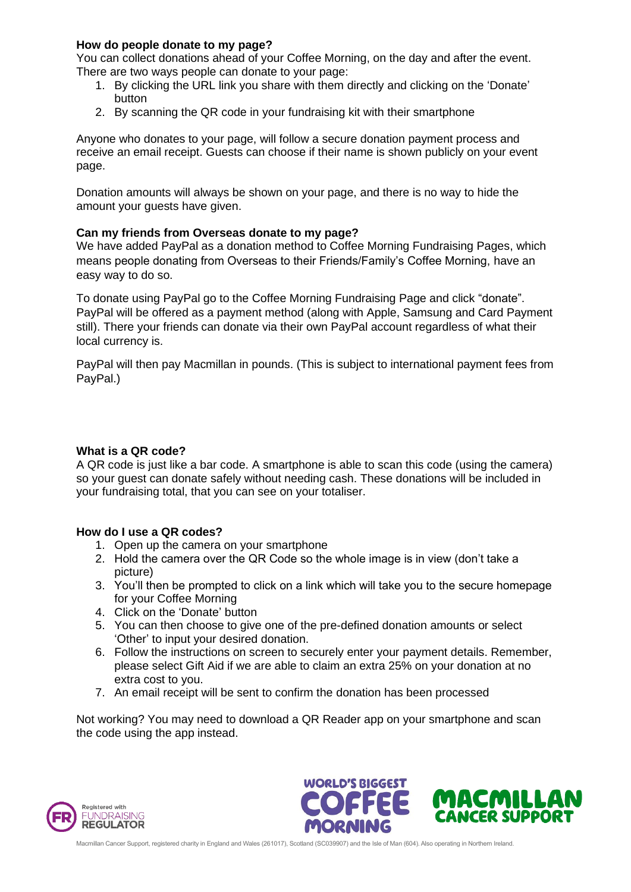**How do people donate to my page?**

You can collect donations ahead of your Coffee Morning, on the day and after the event. There are two ways people can donate to your page:

1. By clicking the URL link you share with them directly and clicking on the 'Donate' button
2. By scanning the QR code in your fundraising kit with their smartphone

Anyone who donates to your page, will follow a secure donation payment process and receive an email receipt. Guests can choose if their name is shown publicly on your event page.

Donation amounts will always be shown on your page, and there is no way to hide the amount your guests have given.

**Can my friends from Overseas donate to my page?**

We have added PayPal as a donation method to Coffee Morning Fundraising Pages, which means people donating from Overseas to their Friends/Family's Coffee Morning, have an easy way to do so.

To donate using PayPal go to the Coffee Morning Fundraising Page and click "donate". PayPal will be offered as a payment method (along with Apple, Samsung and Card Payment still). There your friends can donate via their own PayPal account regardless of what their local currency is.

PayPal will then pay Macmillan in pounds. (This is subject to international payment fees from PayPal.)

**What is a QR code?**

A QR code is just like a bar code. A smartphone is able to scan this code (using the camera) so your guest can donate safely without needing cash. These donations will be included in your fundraising total, that you can see on your totaliser.

**How do I use a QR codes?**

1. Open up the camera on your smartphone
2. Hold the camera over the QR Code so the whole image is in view (don't take a picture)
3. You'll then be prompted to click on a link which will take you to the secure homepage for your Coffee Morning
4. Click on the 'Donate' button
5. You can then choose to give one of the pre-defined donation amounts or select 'Other' to input your desired donation.
6. Follow the instructions on screen to securely enter your payment details. Remember, please select Gift Aid if we are able to claim an extra 25% on your donation at no extra cost to you.
7. An email receipt will be sent to confirm the donation has been processed

Not working? You may need to download a QR Reader app on your smartphone and scan the code using the app instead.

Registered with FUNDRAISING REGULATOR

WORLD'S BIGGEST COFFEE MORNING

MACMILLAN CANCER SUPPORT

Macmillan Cancer Support, registered charity in England and Wales (261017), Scotland (SC039907) and the Isle of Man (604). Also operating in Northern Ireland.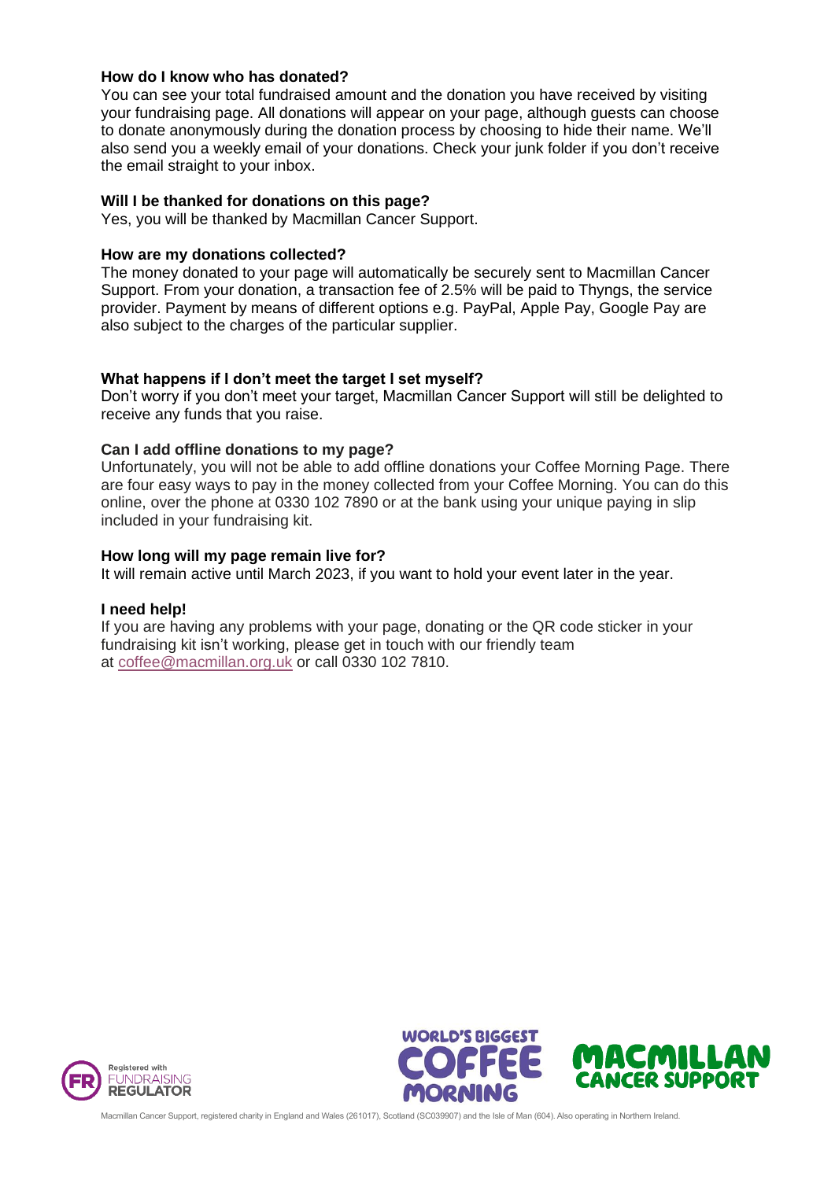**How do I know who has donated?**
You can see your total fundraised amount and the donation you have received by visiting your fundraising page. All donations will appear on your page, although guests can choose to donate anonymously during the donation process by choosing to hide their name. We'll also send you a weekly email of your donations. Check your junk folder if you don't receive the email straight to your inbox.

**Will I be thanked for donations on this page?**
Yes, you will be thanked by Macmillan Cancer Support.

**How are my donations collected?**
The money donated to your page will automatically be securely sent to Macmillan Cancer Support. From your donation, a transaction fee of 2.5% will be paid to Thyngs, the service provider. Payment by means of different options e.g. PayPal, Apple Pay, Google Pay are also subject to the charges of the particular supplier.

**What happens if I don't meet the target I set myself?**
Don't worry if you don't meet your target, Macmillan Cancer Support will still be delighted to receive any funds that you raise.

**Can I add offline donations to my page?**
Unfortunately, you will not be able to add offline donations your Coffee Morning Page. There are four easy ways to pay in the money collected from your Coffee Morning. You can do this online, over the phone at 0330 102 7890 or at the bank using your unique paying in slip included in your fundraising kit.

**How long will my page remain live for?**
It will remain active until March 2023, if you want to hold your event later in the year.

**I need help!**
If you are having any problems with your page, donating or the QR code sticker in your fundraising kit isn't working, please get in touch with our friendly team at coffee@macmillan.org.uk or call 0330 102 7810.

Registered with FUNDRAISING REGULATOR

WORLD'S BIGGEST COFFEE MORNING

MACMILLAN CANCER SUPPORT

Macmillan Cancer Support, registered charity in England and Wales (261017), Scotland (SC039907) and the Isle of Man (604). Also operating in Northern Ireland.